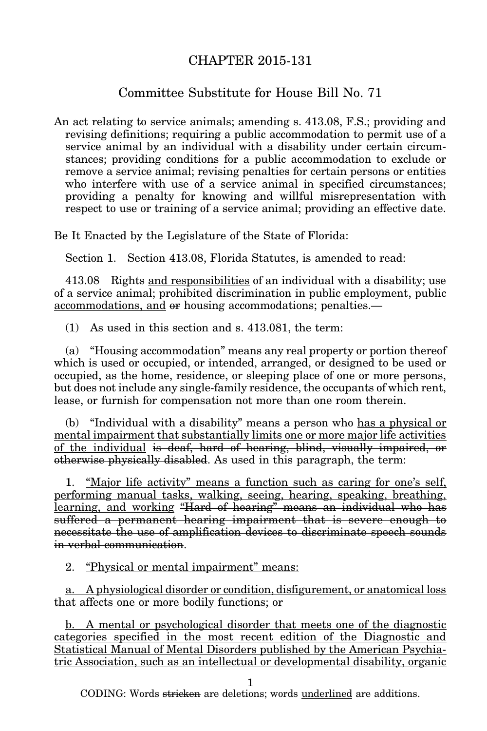# CHAPTER 2015-131

## Committee Substitute for House Bill No. 71

An act relating to service animals; amending s. 413.08, F.S.; providing and revising definitions; requiring a public accommodation to permit use of a service animal by an individual with a disability under certain circumstances; providing conditions for a public accommodation to exclude or remove a service animal; revising penalties for certain persons or entities who interfere with use of a service animal in specified circumstances; providing a penalty for knowing and willful misrepresentation with respect to use or training of a service animal; providing an effective date.

Be It Enacted by the Legislature of the State of Florida:

Section 1. Section 413.08, Florida Statutes, is amended to read:

413.08 Rights <u>and responsibilities</u> of an individual with a disability; use of a service animal; <u>prohibited</u> discrimination in public employment<u>, public accommodations, and</u> ~~or~~ housing accommodations; penalties.—

(1) As used in this section and s. 413.081, the term:

(a) "Housing accommodation" means any real property or portion thereof which is used or occupied, or intended, arranged, or designed to be used or occupied, as the home, residence, or sleeping place of one or more persons, but does not include any single-family residence, the occupants of which rent, lease, or furnish for compensation not more than one room therein.

(b) "Individual with a disability" means a person who <u>has a physical or mental impairment that substantially limits one or more major life activities of the individual</u> ~~is deaf, hard of hearing, blind, visually impaired, or otherwise physically disabled~~. As used in this paragraph, the term:

1. <u>"Major life activity" means a function such as caring for one's self, performing manual tasks, walking, seeing, hearing, speaking, breathing, learning, and working</u> ~~"Hard of hearing" means an individual who has suffered a permanent hearing impairment that is severe enough to necessitate the use of amplification devices to discriminate speech sounds in verbal communication~~.

2. <u>"Physical or mental impairment" means:</u>

<u>a. A physiological disorder or condition, disfigurement, or anatomical loss that affects one or more bodily functions; or</u>

<u>b. A mental or psychological disorder that meets one of the diagnostic categories specified in the most recent edition of the Diagnostic and Statistical Manual of Mental Disorders published by the American Psychiatric Association, such as an intellectual or developmental disability, organic</u>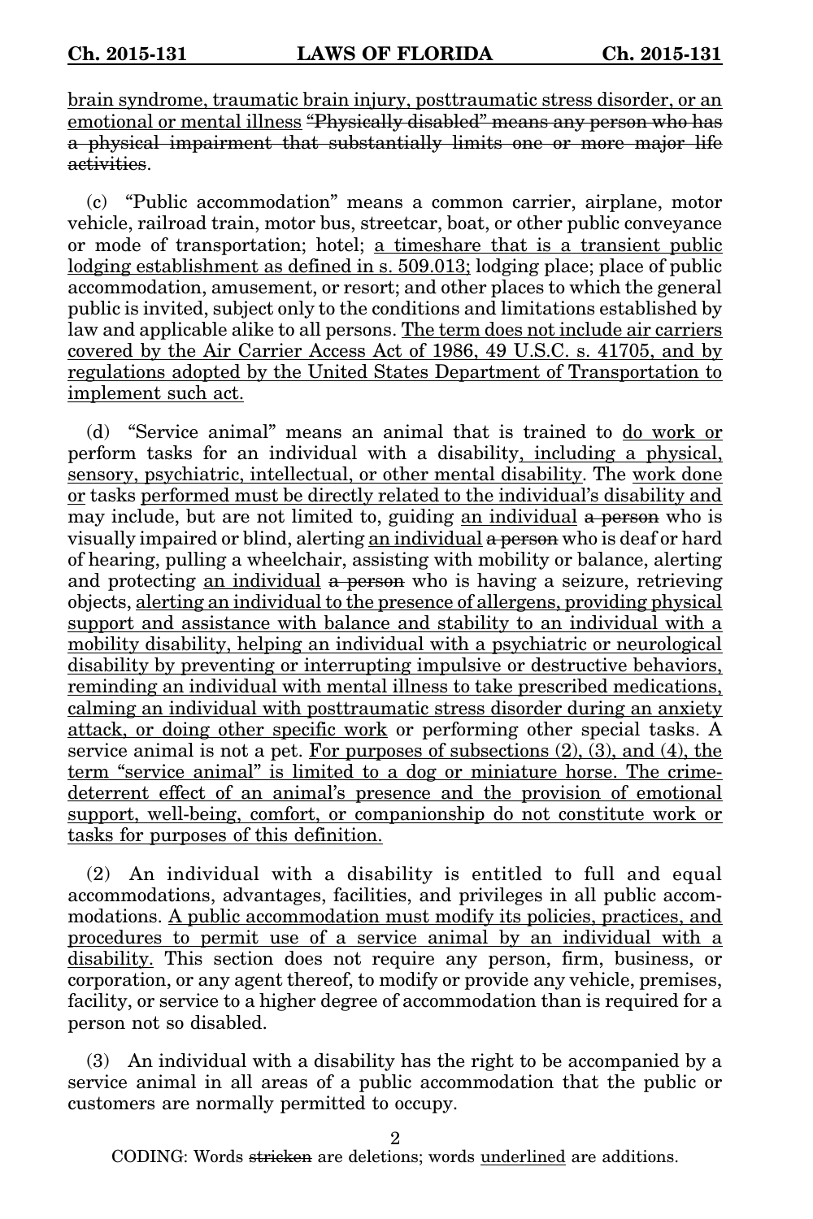<u>brain syndrome, traumatic brain injury, posttraumatic stress disorder, or an emotional or mental illness</u> ~~"Physically disabled" means any person who has a physical impairment that substantially limits one or more major life activities~~.

(c) "Public accommodation" means a common carrier, airplane, motor vehicle, railroad train, motor bus, streetcar, boat, or other public conveyance or mode of transportation; hotel; <u>a timeshare that is a transient public lodging establishment as defined in s. 509.013;</u> lodging place; place of public accommodation, amusement, or resort; and other places to which the general public is invited, subject only to the conditions and limitations established by law and applicable alike to all persons. <u>The term does not include air carriers covered by the Air Carrier Access Act of 1986, 49 U.S.C. s. 41705, and by regulations adopted by the United States Department of Transportation to implement such act.</u>

(d) "Service animal" means an animal that is trained to <u>do work or</u> perform tasks for an individual with a disability<u>, including a physical, sensory, psychiatric, intellectual, or other mental disability</u>. The <u>work done or</u> tasks <u>performed must be directly related to the individual's disability and</u> may include, but are not limited to, guiding <u>an individual</u> ~~a person~~ who is visually impaired or blind, alerting <u>an individual</u> ~~a person~~ who is deaf or hard of hearing, pulling a wheelchair, assisting with mobility or balance, alerting and protecting <u>an individual</u> ~~a person~~ who is having a seizure, retrieving objects, <u>alerting an individual to the presence of allergens, providing physical support and assistance with balance and stability to an individual with a mobility disability, helping an individual with a psychiatric or neurological disability by preventing or interrupting impulsive or destructive behaviors, reminding an individual with mental illness to take prescribed medications, calming an individual with posttraumatic stress disorder during an anxiety attack, or doing other specific work</u> or performing other special tasks. A service animal is not a pet. <u>For purposes of subsections (2), (3), and (4), the term "service animal" is limited to a dog or miniature horse. The crime-deterrent effect of an animal's presence and the provision of emotional support, well-being, comfort, or companionship do not constitute work or tasks for purposes of this definition.</u>

(2) An individual with a disability is entitled to full and equal accommodations, advantages, facilities, and privileges in all public accommodations. <u>A public accommodation must modify its policies, practices, and procedures to permit use of a service animal by an individual with a disability.</u> This section does not require any person, firm, business, or corporation, or any agent thereof, to modify or provide any vehicle, premises, facility, or service to a higher degree of accommodation than is required for a person not so disabled.

(3) An individual with a disability has the right to be accompanied by a service animal in all areas of a public accommodation that the public or customers are normally permitted to occupy.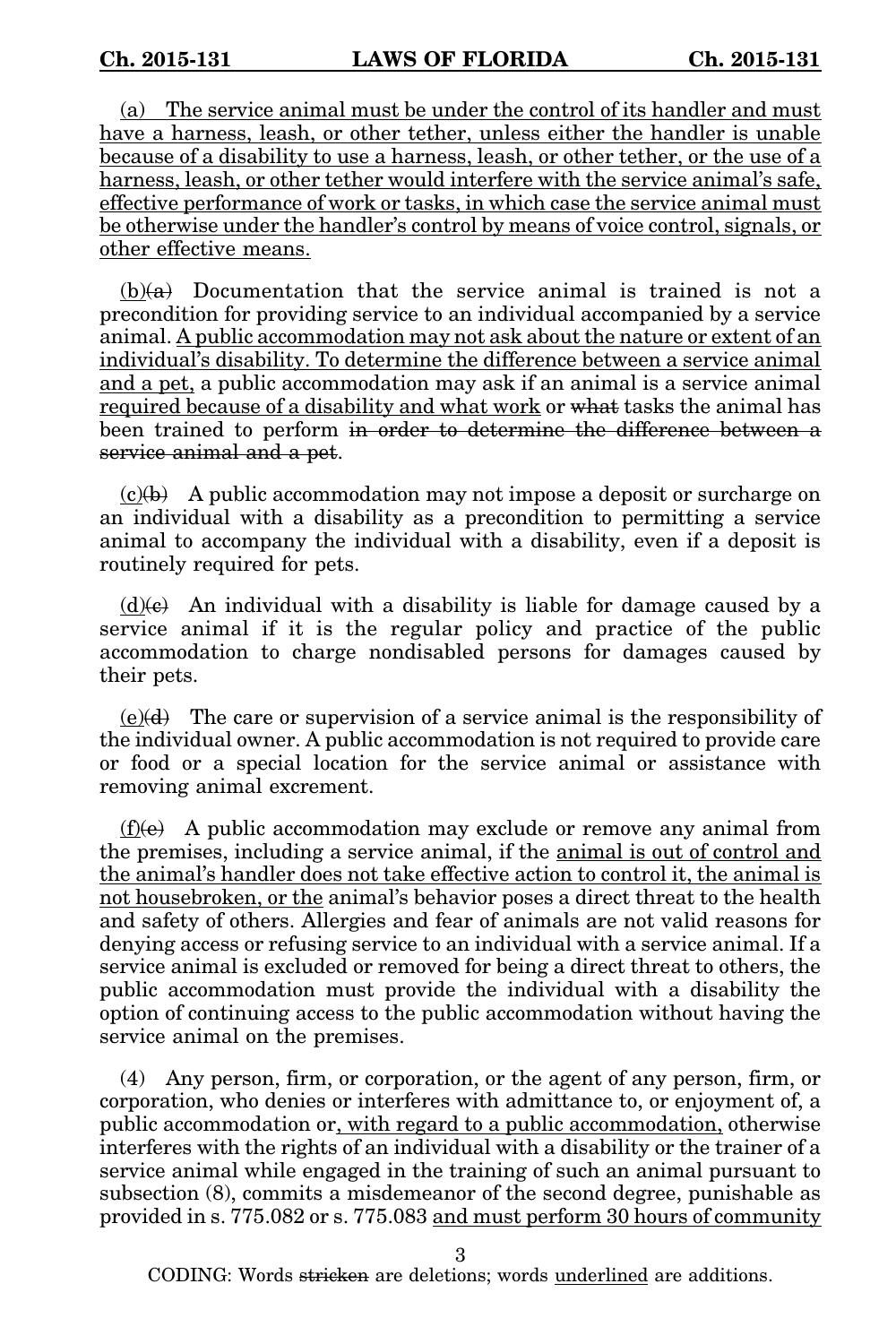<u>(a) The service animal must be under the control of its handler and must have a harness, leash, or other tether, unless either the handler is unable because of a disability to use a harness, leash, or other tether, or the use of a harness, leash, or other tether would interfere with the service animal's safe, effective performance of work or tasks, in which case the service animal must be otherwise under the handler's control by means of voice control, signals, or other effective means.</u>

<u>(b)</u>~~(a)~~ Documentation that the service animal is trained is not a precondition for providing service to an individual accompanied by a service animal. <u>A public accommodation may not ask about the nature or extent of an individual's disability. To determine the difference between a service animal and a pet,</u> a public accommodation may ask if an animal is a service animal <u>required because of a disability and what work</u> or ~~what~~ tasks the animal has been trained to perform ~~in order to determine the difference between a service animal and a pet~~.

<u>(c)</u>~~(b)~~ A public accommodation may not impose a deposit or surcharge on an individual with a disability as a precondition to permitting a service animal to accompany the individual with a disability, even if a deposit is routinely required for pets.

<u>(d)</u>~~(c)~~ An individual with a disability is liable for damage caused by a service animal if it is the regular policy and practice of the public accommodation to charge nondisabled persons for damages caused by their pets.

<u>(e)</u>~~(d)~~ The care or supervision of a service animal is the responsibility of the individual owner. A public accommodation is not required to provide care or food or a special location for the service animal or assistance with removing animal excrement.

<u>(f)</u>~~(e)~~ A public accommodation may exclude or remove any animal from the premises, including a service animal, if the <u>animal is out of control and the animal's handler does not take effective action to control it, the animal is not housebroken, or the</u> animal's behavior poses a direct threat to the health and safety of others. Allergies and fear of animals are not valid reasons for denying access or refusing service to an individual with a service animal. If a service animal is excluded or removed for being a direct threat to others, the public accommodation must provide the individual with a disability the option of continuing access to the public accommodation without having the service animal on the premises.

(4) Any person, firm, or corporation, or the agent of any person, firm, or corporation, who denies or interferes with admittance to, or enjoyment of, a public accommodation or<u>, with regard to a public accommodation,</u> otherwise interferes with the rights of an individual with a disability or the trainer of a service animal while engaged in the training of such an animal pursuant to subsection (8), commits a misdemeanor of the second degree, punishable as provided in s. 775.082 or s. 775.083 <u>and must perform 30 hours of community</u>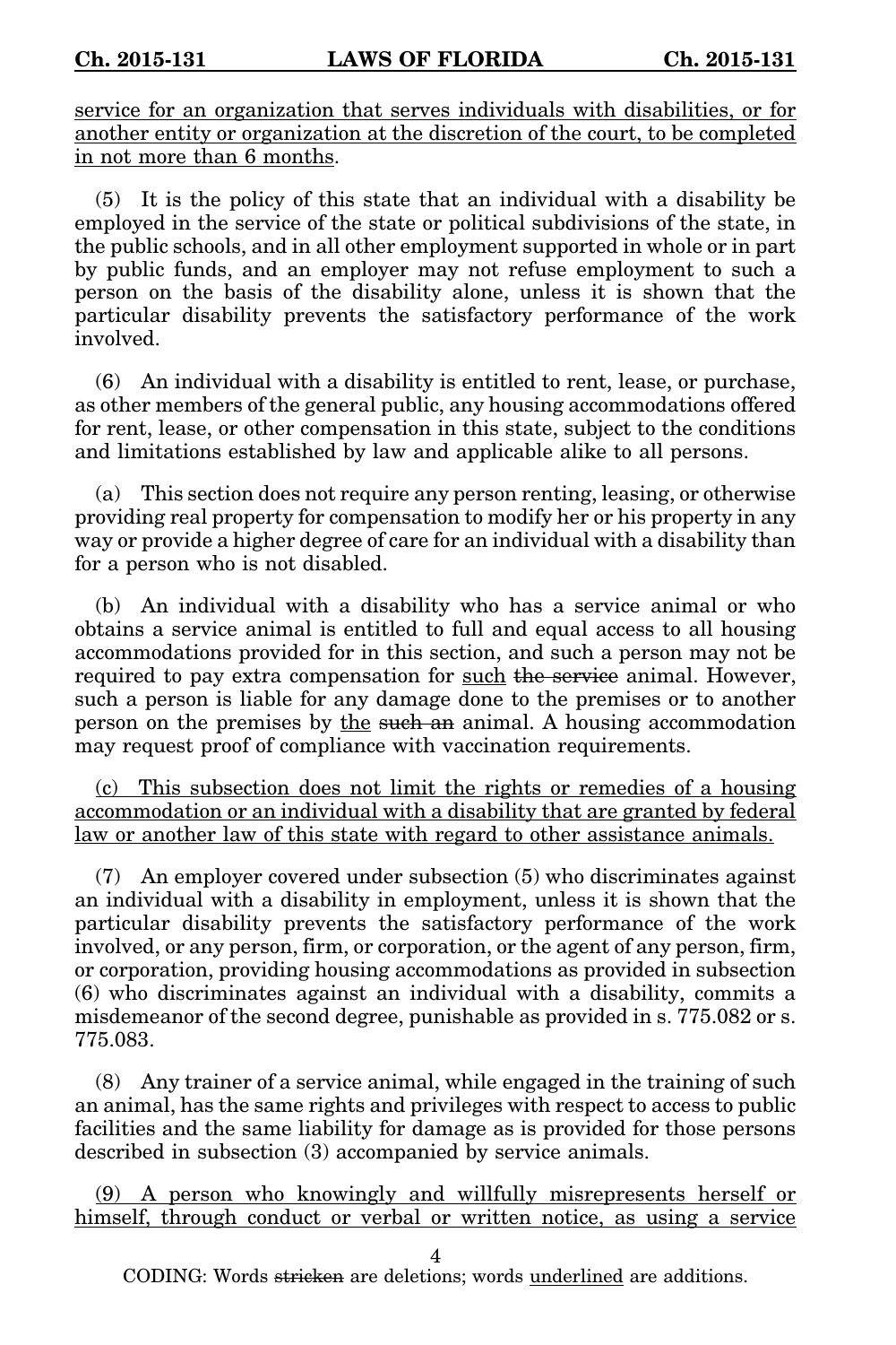<u>service for an organization that serves individuals with disabilities, or for another entity or organization at the discretion of the court, to be completed in not more than 6 months</u>.

(5) It is the policy of this state that an individual with a disability be employed in the service of the state or political subdivisions of the state, in the public schools, and in all other employment supported in whole or in part by public funds, and an employer may not refuse employment to such a person on the basis of the disability alone, unless it is shown that the particular disability prevents the satisfactory performance of the work involved.

(6) An individual with a disability is entitled to rent, lease, or purchase, as other members of the general public, any housing accommodations offered for rent, lease, or other compensation in this state, subject to the conditions and limitations established by law and applicable alike to all persons.

(a) This section does not require any person renting, leasing, or otherwise providing real property for compensation to modify her or his property in any way or provide a higher degree of care for an individual with a disability than for a person who is not disabled.

(b) An individual with a disability who has a service animal or who obtains a service animal is entitled to full and equal access to all housing accommodations provided for in this section, and such a person may not be required to pay extra compensation for <u>such</u> ~~the service~~ animal. However, such a person is liable for any damage done to the premises or to another person on the premises by <u>the</u> ~~such an~~ animal. A housing accommodation may request proof of compliance with vaccination requirements.

<u>(c) This subsection does not limit the rights or remedies of a housing accommodation or an individual with a disability that are granted by federal law or another law of this state with regard to other assistance animals.</u>

(7) An employer covered under subsection (5) who discriminates against an individual with a disability in employment, unless it is shown that the particular disability prevents the satisfactory performance of the work involved, or any person, firm, or corporation, or the agent of any person, firm, or corporation, providing housing accommodations as provided in subsection (6) who discriminates against an individual with a disability, commits a misdemeanor of the second degree, punishable as provided in s. 775.082 or s. 775.083.

(8) Any trainer of a service animal, while engaged in the training of such an animal, has the same rights and privileges with respect to access to public facilities and the same liability for damage as is provided for those persons described in subsection (3) accompanied by service animals.

<u>(9) A person who knowingly and willfully misrepresents herself or himself, through conduct or verbal or written notice, as using a service</u>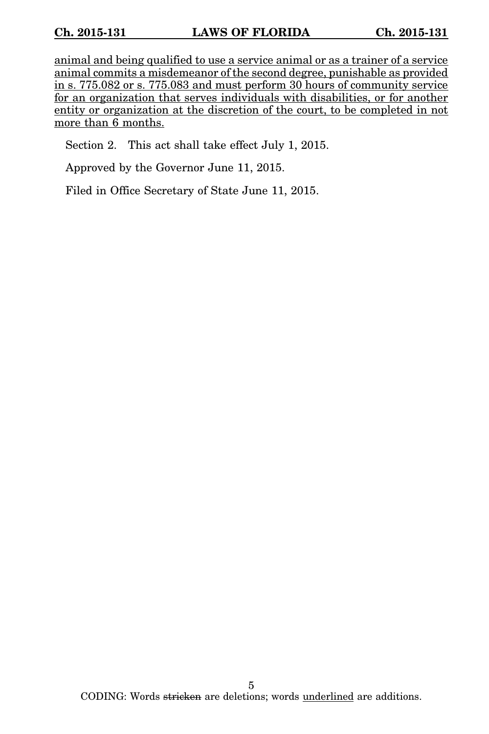animal and being qualified to use a service animal or as a trainer of a service animal commits a misdemeanor of the second degree, punishable as provided in s. 775.082 or s. 775.083 and must perform 30 hours of community service for an organization that serves individuals with disabilities, or for another entity or organization at the discretion of the court, to be completed in not more than 6 months.

Section 2. This act shall take effect July 1, 2015.

Approved by the Governor June 11, 2015.

Filed in Office Secretary of State June 11, 2015.